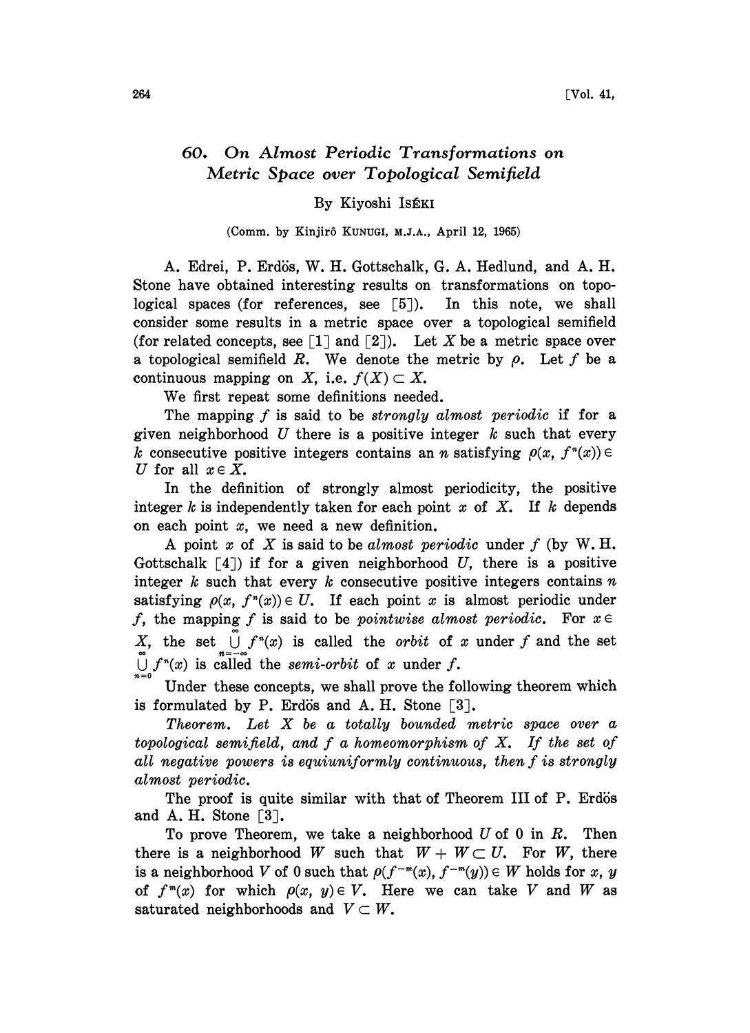# 60. On Almost Periodic Transformations on Metric Space over Topological Semifield

By Kiyoshi ISÉKI

(Comm. by Kinjirô KUNUGI, M.J.A., April 12, 1965)

A. Edrei, P. Erdös, W. H. Gottschalk, G. A. Hedlund, and A. H. Stone have obtained interesting results on transformations on topological spaces (for references, see [5]). In this note, we shall consider some results in a metric space over a topological semifield (for related concepts, see [1] and [2]). Let $X$ be a metric space over a topological semifield $R$. We denote the metric by $\rho$. Let $f$ be a continuous mapping on $X$, i.e. $f(X) \subset X$.

We first repeat some definitions needed.

The mapping $f$ is said to be *strongly almost periodic* if for a given neighborhood $U$ there is a positive integer $k$ such that every $k$ consecutive positive integers contains an $n$ satisfying $\rho(x, f^n(x)) \in U$ for all $x \in X$.

In the definition of strongly almost periodicity, the positive integer $k$ is independently taken for each point $x$ of $X$. If $k$ depends on each point $x$, we need a new definition.

A point $x$ of $X$ is said to be *almost periodic* under $f$ (by W. H. Gottschalk [4]) if for a given neighborhood $U$, there is a positive integer $k$ such that every $k$ consecutive positive integers contains $n$ satisfying $\rho(x, f^n(x)) \in U$. If each point $x$ is almost periodic under $f$, the mapping $f$ is said to be *pointwise almost periodic*. For $x \in X$, the set $\bigcup_{n=-\infty}^{\infty} f^n(x)$ is called the *orbit* of $x$ under $f$ and the set $\bigcup_{n=0}^{\infty} f^n(x)$ is called the *semi-orbit* of $x$ under $f$.

Under these concepts, we shall prove the following theorem which is formulated by P. Erdös and A. H. Stone [3].

*Theorem. Let $X$ be a totally bounded metric space over a topological semifield, and $f$ a homeomorphism of $X$. If the set of all negative powers is equiuniformly continuous, then $f$ is strongly almost periodic.*

The proof is quite similar with that of Theorem III of P. Erdös and A. H. Stone [3].

To prove Theorem, we take a neighborhood $U$ of 0 in $R$. Then there is a neighborhood $W$ such that $W + W \subset U$. For $W$, there is a neighborhood $V$ of 0 such that $\rho(f^{-m}(x), f^{-m}(y)) \in W$ holds for $x, y$ of $f^m(x)$ for which $\rho(x, y) \in V$. Here we can take $V$ and $W$ as saturated neighborhoods and $V \subset W$.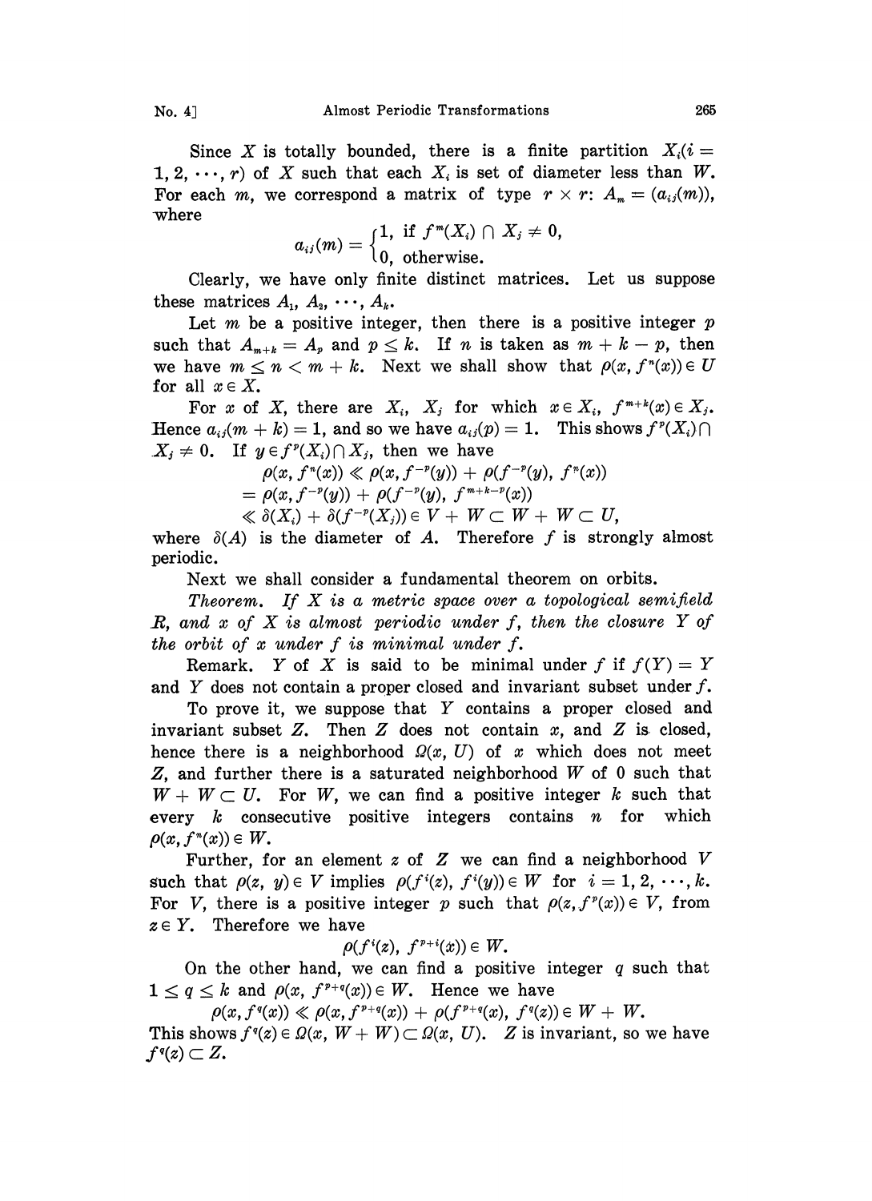Since $X$ is totally bounded, there is a finite partition $X_i (i = 1, 2, \cdots, r)$ of $X$ such that each $X_i$ is set of diameter less than $W$. For each $m$, we correspond a matrix of type $r \times r$: $A_m = (a_{ij}(m))$, where

$$a_{ij}(m) = \begin{cases} 1, \text{ if } f^m(X_i) \cap X_j \neq 0, \\ 0, \text{ otherwise.} \end{cases}$$

Clearly, we have only finite distinct matrices. Let us suppose these matrices $A_1, A_2, \cdots, A_k$.

Let $m$ be a positive integer, then there is a positive integer $p$ such that $A_{m+k} = A_p$ and $p \leq k$. If $n$ is taken as $m + k - p$, then we have $m \leq n < m + k$. Next we shall show that $\rho(x, f^n(x)) \in U$ for all $x \in X$.

For $x$ of $X$, there are $X_i$, $X_j$ for which $x \in X_i$, $f^{m+k}(x) \in X_j$. Hence $a_{ij}(m+k) = 1$, and so we have $a_{ij}(p) = 1$. This shows $f^p(X_i) \cap X_j \neq 0$. If $y \in f^p(X_i) \cap X_j$, then we have

$$\begin{aligned} &\rho(x, f^n(x)) \ll \rho(x, f^{-p}(y)) + \rho(f^{-p}(y), f^n(x)) \\ &= \rho(x, f^{-p}(y)) + \rho(f^{-p}(y), f^{m+k-p}(x)) \\ &\ll \delta(X_i) + \delta(f^{-p}(X_j)) \in V + W \subset W + W \subset U, \end{aligned}$$

where $\delta(A)$ is the diameter of $A$. Therefore $f$ is strongly almost periodic.

Next we shall consider a fundamental theorem on orbits.

*Theorem. If $X$ is a metric space over a topological semifield $R$, and $x$ of $X$ is almost periodic under $f$, then the closure $Y$ of the orbit of $x$ under $f$ is minimal under $f$.*

Remark. $Y$ of $X$ is said to be minimal under $f$ if $f(Y) = Y$ and $Y$ does not contain a proper closed and invariant subset under $f$.

To prove it, we suppose that $Y$ contains a proper closed and invariant subset $Z$. Then $Z$ does not contain $x$, and $Z$ is closed, hence there is a neighborhood $\Omega(x, U)$ of $x$ which does not meet $Z$, and further there is a saturated neighborhood $W$ of $0$ such that $W + W \subset U$. For $W$, we can find a positive integer $k$ such that every $k$ consecutive positive integers contains $n$ for which $\rho(x, f^n(x)) \in W$.

Further, for an element $z$ of $Z$ we can find a neighborhood $V$ such that $\rho(z, y) \in V$ implies $\rho(f^i(z), f^i(y)) \in W$ for $i = 1, 2, \cdots, k$. For $V$, there is a positive integer $p$ such that $\rho(z, f^p(x)) \in V$, from $z \in Y$. Therefore we have

$$\rho(f^i(z), f^{p+i}(x)) \in W.$$

On the other hand, we can find a positive integer $q$ such that $1 \leq q \leq k$ and $\rho(x, f^{p+q}(x)) \in W$. Hence we have

$$\rho(x, f^q(x)) \ll \rho(x, f^{p+q}(x)) + \rho(f^{p+q}(x), f^q(z)) \in W + W.$$

This shows $f^q(z) \in \Omega(x, W + W) \subset \Omega(x, U)$. $Z$ is invariant, so we have $f^q(z) \subset Z$.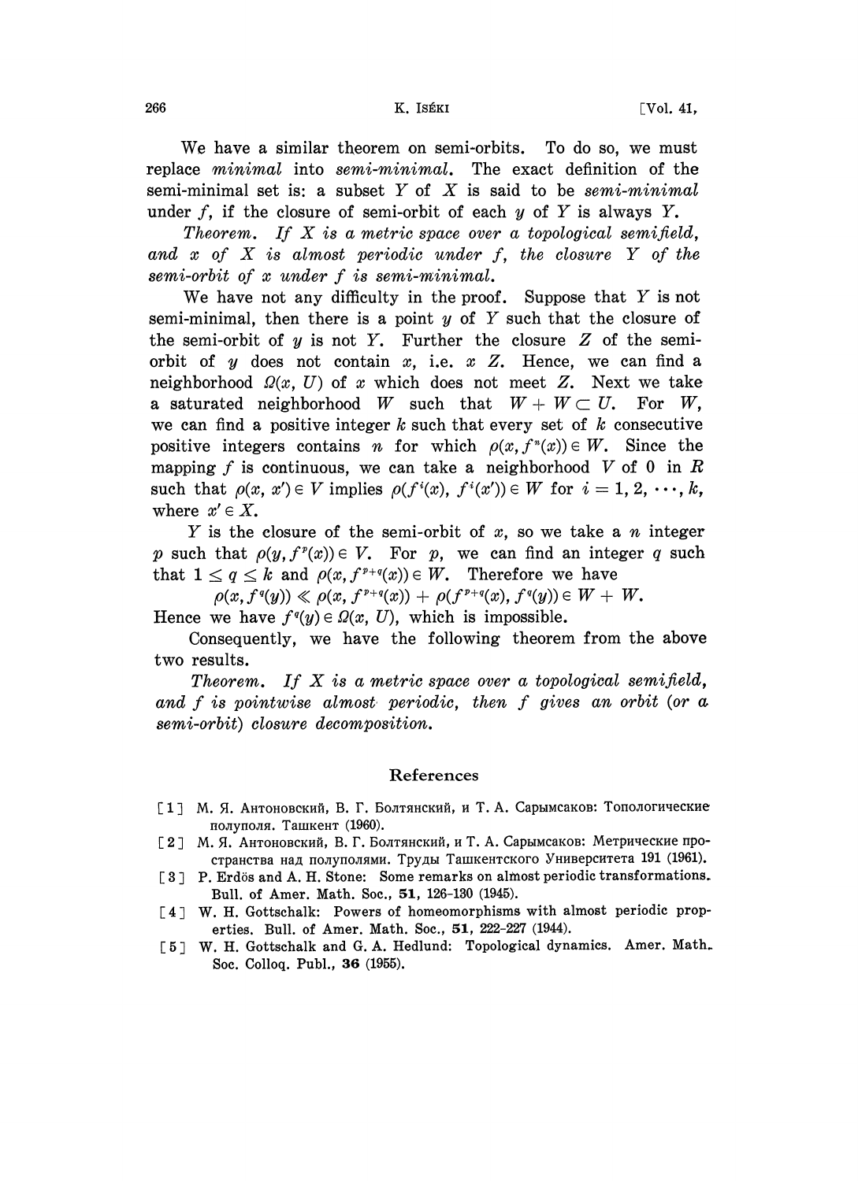We have a similar theorem on semi-orbits. To do so, we must replace *minimal* into *semi-minimal*. The exact definition of the semi-minimal set is: a subset $Y$ of $X$ is said to be *semi-minimal* under $f$, if the closure of semi-orbit of each $y$ of $Y$ is always $Y$.

*Theorem. If $X$ is a metric space over a topological semifield, and $x$ of $X$ is almost periodic under $f$, the closure $Y$ of the semi-orbit of $x$ under $f$ is semi-minimal.*

We have not any difficulty in the proof. Suppose that $Y$ is not semi-minimal, then there is a point $y$ of $Y$ such that the closure of the semi-orbit of $y$ is not $Y$. Further the closure $Z$ of the semi-orbit of $y$ does not contain $x$, i.e. $x Z$. Hence, we can find a neighborhood $\Omega(x, U)$ of $x$ which does not meet $Z$. Next we take a saturated neighborhood $W$ such that $W+W \subset U$. For $W$, we can find a positive integer $k$ such that every set of $k$ consecutive positive integers contains $n$ for which $\rho(x, f^n(x)) \in W$. Since the mapping $f$ is continuous, we can take a neighborhood $V$ of 0 in $R$ such that $\rho(x, x') \in V$ implies $\rho(f^i(x), f^i(x')) \in W$ for $i=1, 2, \cdots, k$, where $x' \in X$.

$Y$ is the closure of the semi-orbit of $x$, so we take a $n$ integer $p$ such that $\rho(y, f^p(x)) \in V$. For $p$, we can find an integer $q$ such that $1 \leq q \leq k$ and $\rho(x, f^{p+q}(x)) \in W$. Therefore we have

$$\rho(x, f^q(y)) \ll \rho(x, f^{p+q}(x)) + \rho(f^{p+q}(x), f^q(y)) \in W + W.$$

Hence we have $f^q(y) \in \Omega(x, U)$, which is impossible.

Consequently, we have the following theorem from the above two results.

*Theorem. If $X$ is a metric space over a topological semifield, and $f$ is pointwise almost periodic, then $f$ gives an orbit (or a semi-orbit) closure decomposition.*

## References

[1] М. Я. Антоновский, В. Г. Болтянский, и Т. А. Сарымсаков: Топологические полуполя. Ташкент (1960).

[2] М. Я. Антоновский, В. Г. Болтянский, и Т. А. Сарымсаков: Метрические пространства над полуполями. Труды Ташкентского Университета 191 (1961).

[3] P. Erdös and A. H. Stone: Some remarks on almost periodic transformations. Bull. of Amer. Math. Soc., **51**, 126–130 (1945).

[4] W. H. Gottschalk: Powers of homeomorphisms with almost periodic properties. Bull. of Amer. Math. Soc., **51**, 222–227 (1944).

[5] W. H. Gottschalk and G. A. Hedlund: Topological dynamics. Amer. Math. Soc. Colloq. Publ., **36** (1955).